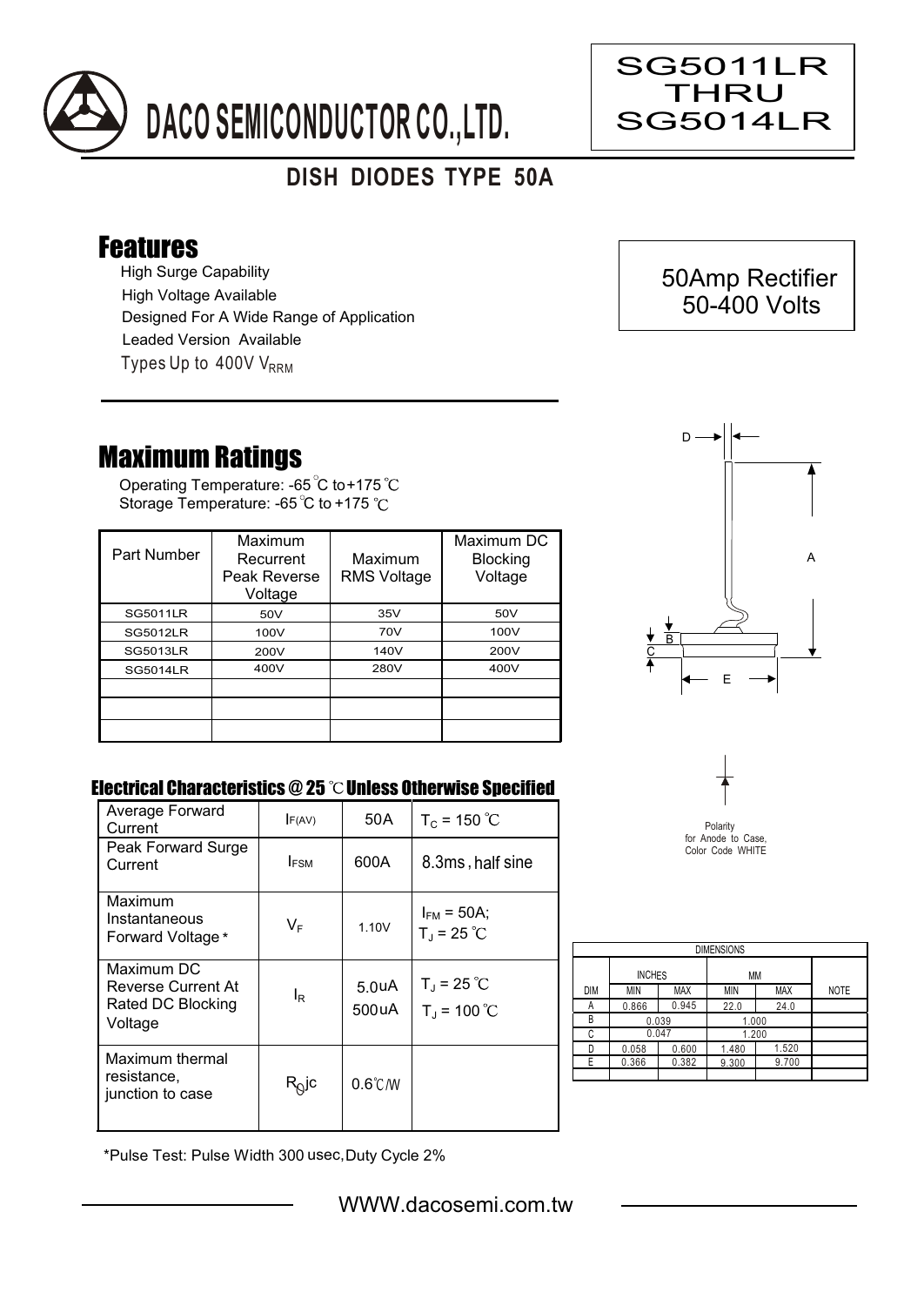# DACO SEMICONDUCTOR CO.,LTD.

**SG5011LR THRU SG5014LR**

## DISH DIODES TYPE 50A

## Features

- High Surge Capability
- High Voltage Available
- Designed For A Wide Range of Application
- Leaded Version Available
- Types Up to 400V $V_{RRM}$

**50Amp Rectifier 50-400 Volts**

## Maximum Ratings

Operating Temperature: -65 ℃ to +175 ℃
Storage Temperature: -65 ℃ to +175 ℃

| Part Number | Maximum Recurrent Peak Reverse Voltage | Maximum RMS Voltage | Maximum DC Blocking Voltage |
|---|---|---|---|
| SG5011LR | 50V | 35V | 50V |
| SG5012LR | 100V | 70V | 100V |
| SG5013LR | 200V | 140V | 200V |
| SG5014LR | 400V | 280V | 400V |
| | | | |
| | | | |
| | | | |

### Electrical Characteristics @ 25 ℃ Unless Otherwise Specified

| | | | |
|---|---|---|---|
| Average Forward Current | $I_{F(AV)}$ | 50A | $T_C$ = 150 ℃ |
| Peak Forward Surge Current | $I_{FSM}$ | 600A | 8.3ms, half sine |
| Maximum Instantaneous Forward Voltage* | $V_F$ | 1.10V | $I_{FM}$ = 50A; $T_J$ = 25 ℃ |
| Maximum DC Reverse Current At Rated DC Blocking Voltage | $I_R$ | 5.0uA<br>500uA | $T_J$ = 25 ℃<br>$T_J$ = 100 ℃ |
| Maximum thermal resistance, junction to case | $R_{\theta}jc$ | 0.6℃/W | |

*Pulse Test: Pulse Width 300 usec, Duty Cycle 2%

Polarity for Anode to Case, Color Code WHITE

| DIMENSIONS | | | | | |
|---|---|---|---|---|---|
| | INCHES | | MM | | |
| DIM | MIN | MAX | MIN | MAX | NOTE |
| A | 0.866 | 0.945 | 22.0 | 24.0 | |
| B | 0.039 | | 1.000 | | |
| C | 0.047 | | 1.200 | | |
| D | 0.058 | 0.600 | 1.480 | 1.520 | |
| E | 0.366 | 0.382 | 9.300 | 9.700 | |

WWW.dacosemi.com.tw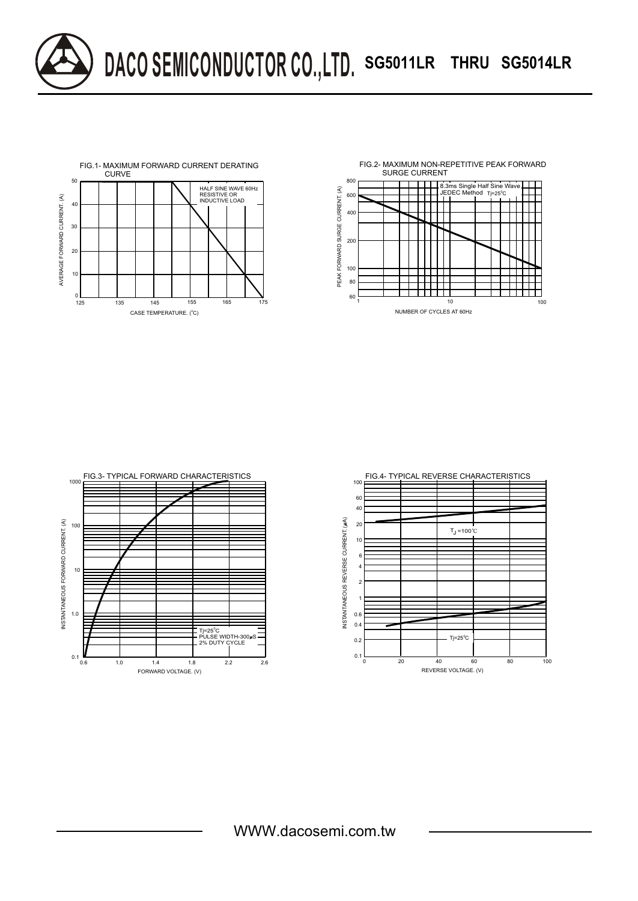FIG.1- MAXIMUM FORWARD CURRENT DERATING CURVE

AVERAGE FORWARD CURRENT. (A)

50
40
30
20
10
0

125 135 145 155 165 175

CASE TEMPERATURE. (°C)

HALF SINE WAVE 60Hz
RESISTIVE OR
INDUCTIVE LOAD

FIG.2- MAXIMUM NON-REPETITIVE PEAK FORWARD SURGE CURRENT

PEAK FORWARD SURGE CURRENT. (A)

800
600
400
200
100
80
60

1 10 100

NUMBER OF CYCLES AT 60Hz

8.3ms Single Half Sine Wave
JEDEC Method Tj=25°C

FIG.3- TYPICAL FORWARD CHARACTERISTICS

INSTANTANEOUS FORWARD CURRENT. (A)

1000
100
10
1.0
0.1

0.6 1.0 1.4 1.8 2.2 2.6

FORWARD VOLTAGE. (V)

Tj=25°C
PULSE WIDTH-300μS
2% DUTY CYCLE

FIG.4- TYPICAL REVERSE CHARACTERISTICS

INSTANTANEOUS REVERSE CURRENT. (μA)

100
60
40
20
10
6
4
2
1
0.6
0.4
0.2
0.1

0 20 40 60 80 100

REVERSE VOLTAGE. (V)

$T_J$ =100°C

Tj=25°C

WWW.dacosemi.com.tw